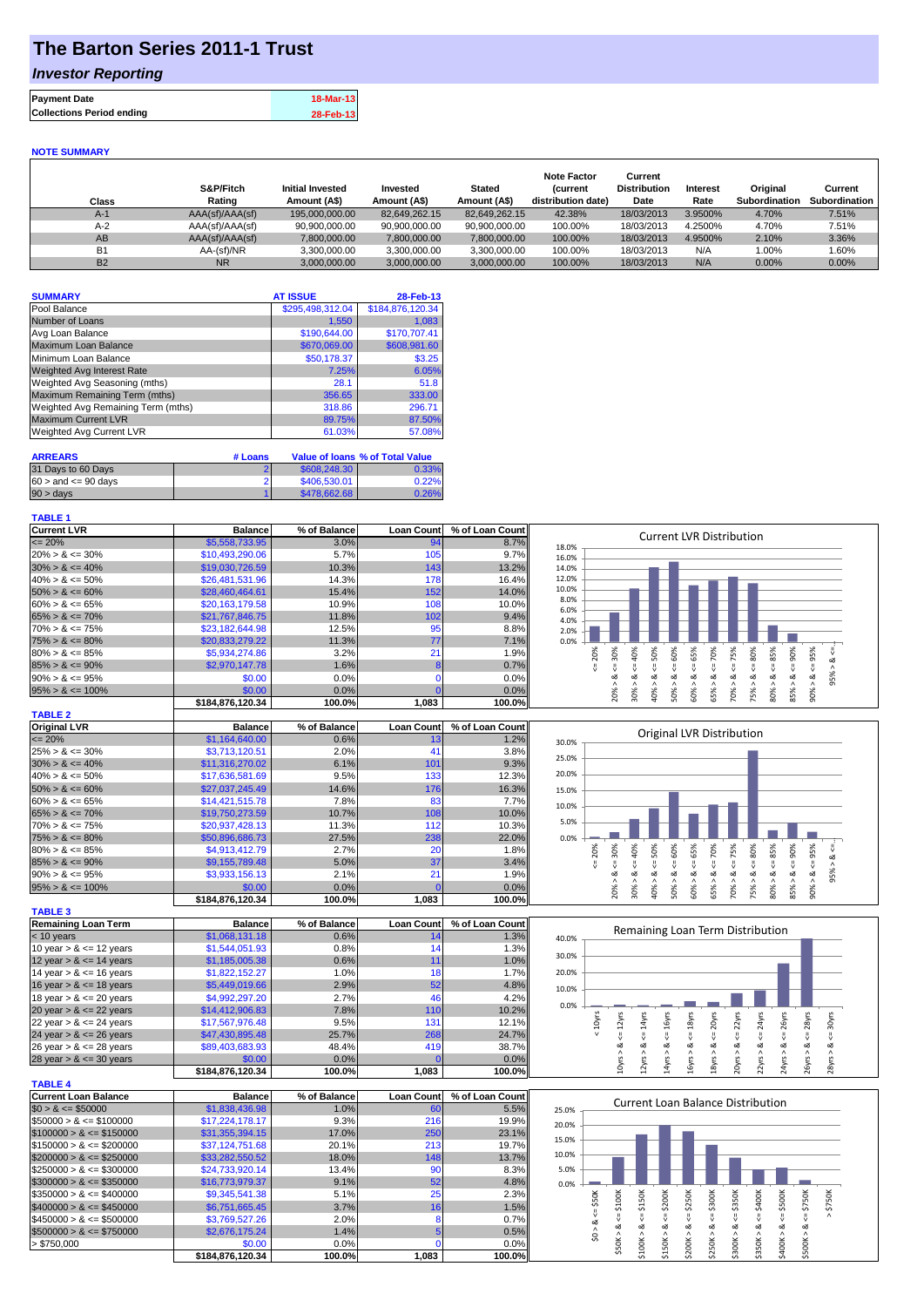# The Barton Series 2011-1 Trust

## *Investor Reporting*

| | |
|---|---|
| **Payment Date** | 18-Mar-13 |
| **Collections Period ending** | 28-Feb-13 |

**NOTE SUMMARY**

| Class | S&P/Fitch Rating | Initial Invested Amount (A$) | Invested Amount (A$) | Stated Amount (A$) | Note Factor (current distribution date) | Current Distribution Date | Interest Rate | Original Subordination | Current Subordination |
|---|---|---|---|---|---|---|---|---|---|
| A-1 | AAA(sf)/AAA(sf) | 195,000,000.00 | 82,649,262.15 | 82,649,262.15 | 42.38% | 18/03/2013 | 3.9500% | 4.70% | 7.51% |
| A-2 | AAA(sf)/AAA(sf) | 90,900,000.00 | 90,900,000.00 | 90,900,000.00 | 100.00% | 18/03/2013 | 4.2500% | 4.70% | 7.51% |
| AB | AAA(sf)/AAA(sf) | 7,800,000.00 | 7,800,000.00 | 7,800,000.00 | 100.00% | 18/03/2013 | 4.9500% | 2.10% | 3.36% |
| B1 | AA-(sf)/NR | 3,300,000.00 | 3,300,000.00 | 3,300,000.00 | 100.00% | 18/03/2013 | N/A | 1.00% | 1.60% |
| B2 | NR | 3,000,000.00 | 3,000,000.00 | 3,000,000.00 | 100.00% | 18/03/2013 | N/A | 0.00% | 0.00% |

| SUMMARY | AT ISSUE | 28-Feb-13 |
|---|---|---|
| Pool Balance | $295,498,312.04 | $184,876,120.34 |
| Number of Loans | 1,550 | 1,083 |
| Avg Loan Balance | $190,644.00 | $170,707.41 |
| Maximum Loan Balance | $670,069.00 | $608,981.60 |
| Minimum Loan Balance | $50,178.37 | $3.25 |
| Weighted Avg Interest Rate | 7.25% | 6.05% |
| Weighted Avg Seasoning (mths) | 28.1 | 51.8 |
| Maximum Remaining Term (mths) | 356.65 | 333.00 |
| Weighted Avg Remaining Term (mths) | 318.86 | 296.71 |
| Maximum Current LVR | 89.75% | 87.50% |
| Weighted Avg Current LVR | 61.03% | 57.08% |

| ARREARS | # Loans | Value of loans | % of Total Value |
|---|---|---|---|
| 31 Days to 60 Days | 2 | $608,248.30 | 0.33% |
| $60 >$ and $<= 90$ days | 2 | $406,530.01 | 0.22% |
| $90 >$ days | 1 | $478,662.68 | 0.26% |

**TABLE 1**

| Current LVR | Balance | % of Balance | Loan Count | % of Loan Count |
|---|---|---|---|---|
| <= 20% | $5,558,733.95 | 3.0% | 94 | 8.7% |
| 20% > & <= 30% | $10,493,290.06 | 5.7% | 105 | 9.7% |
| 30% > & <= 40% | $19,030,726.59 | 10.3% | 143 | 13.2% |
| 40% > & <= 50% | $26,481,531.96 | 14.3% | 178 | 16.4% |
| 50% > & <= 60% | $28,460,464.61 | 15.4% | 152 | 14.0% |
| 60% > & <= 65% | $20,163,179.58 | 10.9% | 108 | 10.0% |
| 65% > & <= 70% | $21,767,846.75 | 11.8% | 102 | 9.4% |
| 70% > & <= 75% | $23,182,644.98 | 12.5% | 95 | 8.8% |
| 75% > & <= 80% | $20,833,279.22 | 11.3% | 77 | 7.1% |
| 80% > & <= 85% | $5,934,274.86 | 3.2% | 21 | 1.9% |
| 85% > & <= 90% | $2,970,147.78 | 1.6% | 8 | 0.7% |
| 90% > & <= 95% | $0.00 | 0.0% | 0 | 0.0% |
| 95% > & <= 100% | $0.00 | 0.0% | 0 | 0.0% |
| | $184,876,120.34 | 100.0% | 1,083 | 100.0% |

Current LVR Distribution

**TABLE 2**

| Original LVR | Balance | % of Balance | Loan Count | % of Loan Count |
|---|---|---|---|---|
| <= 20% | $1,164,640.00 | 0.6% | 13 | 1.2% |
| 25% > & <= 30% | $3,713,120.51 | 2.0% | 41 | 3.8% |
| 30% > & <= 40% | $11,316,270.02 | 6.1% | 101 | 9.3% |
| 40% > & <= 50% | $17,636,581.69 | 9.5% | 133 | 12.3% |
| 50% > & <= 60% | $27,037,245.49 | 14.6% | 176 | 16.3% |
| 60% > & <= 65% | $14,421,515.78 | 7.8% | 83 | 7.7% |
| 65% > & <= 70% | $19,750,273.59 | 10.7% | 108 | 10.0% |
| 70% > & <= 75% | $20,937,428.13 | 11.3% | 112 | 10.3% |
| 75% > & <= 80% | $50,896,686.73 | 27.5% | 238 | 22.0% |
| 80% > & <= 85% | $4,913,412.79 | 2.7% | 20 | 1.8% |
| 85% > & <= 90% | $9,155,789.48 | 5.0% | 37 | 3.4% |
| 90% > & <= 95% | $3,933,156.13 | 2.1% | 21 | 1.9% |
| 95% > & <= 100% | $0.00 | 0.0% | 0 | 0.0% |
| | $184,876,120.34 | 100.0% | 1,083 | 100.0% |

Original LVR Distribution

**TABLE 3**

| Remaining Loan Term | Balance | % of Balance | Loan Count | % of Loan Count |
|---|---|---|---|---|
| < 10 years | $1,068,131.18 | 0.6% | 14 | 1.3% |
| 10 year > & <= 12 years | $1,544,051.93 | 0.8% | 14 | 1.3% |
| 12 year > & <= 14 years | $1,185,005.38 | 0.6% | 11 | 1.0% |
| 14 year > & <= 16 years | $1,822,152.27 | 1.0% | 18 | 1.7% |
| 16 year > & <= 18 years | $5,449,019.66 | 2.9% | 52 | 4.8% |
| 18 year > & <= 20 years | $4,992,297.20 | 2.7% | 46 | 4.2% |
| 20 year > & <= 22 years | $14,412,906.83 | 7.8% | 110 | 10.2% |
| 22 year > & <= 24 years | $17,567,976.48 | 9.5% | 131 | 12.1% |
| 24 year > & <= 26 years | $47,430,895.48 | 25.7% | 268 | 24.7% |
| 26 year > & <= 28 years | $89,403,683.93 | 48.4% | 419 | 38.7% |
| 28 year > & <= 30 years | $0.00 | 0.0% | 0 | 0.0% |
| | $184,876,120.34 | 100.0% | 1,083 | 100.0% |

Remaining Loan Term Distribution

**TABLE 4**

| Current Loan Balance | Balance | % of Balance | Loan Count | % of Loan Count |
|---|---|---|---|---|
| $0 > & <= $50000 | $1,838,436.98 | 1.0% | 60 | 5.5% |
| $50000 > & <= $100000 | $17,224,178.17 | 9.3% | 216 | 19.9% |
| $100000 > & <= $150000 | $31,355,394.15 | 17.0% | 250 | 23.1% |
| $150000 > & <= $200000 | $37,124,751.68 | 20.1% | 213 | 19.7% |
| $200000 > & <= $250000 | $33,282,550.52 | 18.0% | 148 | 13.7% |
| $250000 > & <= $300000 | $24,733,920.14 | 13.4% | 90 | 8.3% |
| $300000 > & <= $350000 | $16,773,979.37 | 9.1% | 52 | 4.8% |
| $350000 > & <= $400000 | $9,345,541.38 | 5.1% | 25 | 2.3% |
| $400000 > & <= $450000 | $6,751,665.45 | 3.7% | 16 | 1.5% |
| $450000 > & <= $500000 | $3,769,527.26 | 2.0% | 8 | 0.7% |
| $500000 > & <= $750000 | $2,676,175.24 | 1.4% | 5 | 0.5% |
| > $750,000 | $0.00 | 0.0% | 0 | 0.0% |
| | $184,876,120.34 | 100.0% | 1,083 | 100.0% |

Current Loan Balance Distribution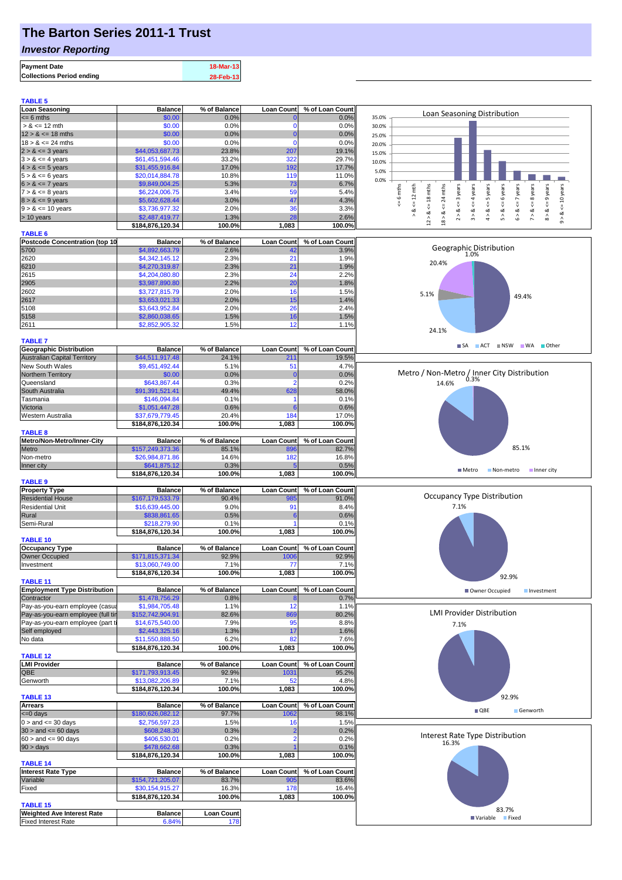# The Barton Series 2011-1 Trust

## *Investor Reporting*

| | |
|---|---|
| **Payment Date** | 18-Mar-13 |
| **Collections Period ending** | 28-Feb-13 |

**TABLE 5**

| Loan Seasoning | Balance | % of Balance | Loan Count | % of Loan Count |
|---|---|---|---|---|
| <= 6 mths | $0.00 | 0.0% | 0 | 0.0% |
| > & <= 12 mth | $0.00 | 0.0% | 0 | 0.0% |
| 12 > & <= 18 mths | $0.00 | 0.0% | 0 | 0.0% |
| 18 > & <= 24 mths | $0.00 | 0.0% | 0 | 0.0% |
| 2 > & <= 3 years | $44,053,687.73 | 23.8% | 207 | 19.1% |
| 3 > & <= 4 years | $61,451,594.46 | 33.2% | 322 | 29.7% |
| 4 > & <= 5 years | $31,455,916.84 | 17.0% | 192 | 17.7% |
| 5 > & <= 6 years | $20,014,884.78 | 10.8% | 119 | 11.0% |
| 6 > & <= 7 years | $9,849,004.25 | 5.3% | 73 | 6.7% |
| 7 > & <= 8 years | $6,224,006.75 | 3.4% | 59 | 5.4% |
| 8 > & <= 9 years | $5,602,628.44 | 3.0% | 47 | 4.3% |
| 9 > & <= 10 years | $3,736,977.32 | 2.0% | 36 | 3.3% |
| > 10 years | $2,487,419.77 | 1.3% | 28 | 2.6% |
| | $184,876,120.34 | 100.0% | 1,083 | 100.0% |

Loan Seasoning Distribution

35.0%
30.0%
25.0%
20.0%
15.0%
10.0%
5.0%
0.0%

<= 6 mths
> & <= 12 mth
12 > & <= 18 mths
18 > & <= 24 mths
2 > & <= 3 years
3 > & <= 4 years
4 > & <= 5 years
5 > & <= 6 years
6 > & <= 7 years
7 > & <= 8 years
8 > & <= 9 years
9 > & <= 10 years

**TABLE 6**

| Postcode Concentration (top 10) | Balance | % of Balance | Loan Count | % of Loan Count |
|---|---|---|---|---|
| 5700 | $4,892,663.79 | 2.6% | 42 | 3.9% |
| 2620 | $4,342,145.12 | 2.3% | 21 | 1.9% |
| 6210 | $4,270,319.87 | 2.3% | 21 | 1.9% |
| 2615 | $4,204,080.80 | 2.3% | 24 | 2.2% |
| 2905 | $3,987,890.80 | 2.2% | 20 | 1.8% |
| 2602 | $3,727,815.79 | 2.0% | 16 | 1.5% |
| 2617 | $3,653,021.33 | 2.0% | 15 | 1.4% |
| 5108 | $3,643,952.84 | 2.0% | 26 | 2.4% |
| 5158 | $2,860,038.65 | 1.5% | 16 | 1.5% |
| 2611 | $2,852,905.32 | 1.5% | 12 | 1.1% |

Geographic Distribution

1.0%
20.4%
5.1%
49.4%
24.1%

SA ACT NSW WA Other

**TABLE 7**

| Geographic Distribution | Balance | % of Balance | Loan Count | % of Loan Count |
|---|---|---|---|---|
| Australian Capital Territory | $44,511,917.48 | 24.1% | 211 | 19.5% |
| New South Wales | $9,451,492.44 | 5.1% | 51 | 4.7% |
| Northern Territory | $0.00 | 0.0% | 0 | 0.0% |
| Queensland | $643,867.44 | 0.3% | 2 | 0.2% |
| South Australia | $91,391,521.41 | 49.4% | 628 | 58.0% |
| Tasmania | $146,094.84 | 0.1% | 1 | 0.1% |
| Victoria | $1,051,447.28 | 0.6% | 6 | 0.6% |
| Western Australia | $37,679,779.45 | 20.4% | 184 | 17.0% |
| | $184,876,120.34 | 100.0% | 1,083 | 100.0% |

Metro / Non-Metro / Inner City Distribution

0.3%
14.6%
85.1%

Metro Non-metro Inner city

**TABLE 8**

| Metro/Non-Metro/Inner-City | Balance | % of Balance | Loan Count | % of Loan Count |
|---|---|---|---|---|
| Metro | $157,249,373.36 | 85.1% | 896 | 82.7% |
| Non-metro | $26,984,871.86 | 14.6% | 182 | 16.8% |
| Inner city | $641,875.12 | 0.3% | 5 | 0.5% |
| | $184,876,120.34 | 100.0% | 1,083 | 100.0% |

**TABLE 9**

| Property Type | Balance | % of Balance | Loan Count | % of Loan Count |
|---|---|---|---|---|
| Residential House | $167,179,533.79 | 90.4% | 985 | 91.0% |
| Residential Unit | $16,639,445.00 | 9.0% | 91 | 8.4% |
| Rural | $838,861.65 | 0.5% | 6 | 0.6% |
| Semi-Rural | $218,279.90 | 0.1% | 1 | 0.1% |
| | $184,876,120.34 | 100.0% | 1,083 | 100.0% |

Occupancy Type Distribution

7.1%
92.9%

Owner Occupied Investment

**TABLE 10**

| Occupancy Type | Balance | % of Balance | Loan Count | % of Loan Count |
|---|---|---|---|---|
| Owner Occupied | $171,815,371.34 | 92.9% | 1006 | 92.9% |
| Investment | $13,060,749.00 | 7.1% | 77 | 7.1% |
| | $184,876,120.34 | 100.0% | 1,083 | 100.0% |

**TABLE 11**

| Employment Type Distribution | Balance | % of Balance | Loan Count | % of Loan Count |
|---|---|---|---|---|
| Contractor | $1,478,756.29 | 0.8% | 8 | 0.7% |
| Pay-as-you-earn employee (casual) | $1,984,705.48 | 1.1% | 12 | 1.1% |
| Pay-as-you-earn employee (full time) | $152,742,904.91 | 82.6% | 869 | 80.2% |
| Pay-as-you-earn employee (part time) | $14,675,540.00 | 7.9% | 95 | 8.8% |
| Self employed | $2,443,325.16 | 1.3% | 17 | 1.6% |
| No data | $11,550,888.50 | 6.2% | 82 | 7.6% |
| | $184,876,120.34 | 100.0% | 1,083 | 100.0% |

LMI Provider Distribution

7.1%
92.9%

QBE Genworth

**TABLE 12**

| LMI Provider | Balance | % of Balance | Loan Count | % of Loan Count |
|---|---|---|---|---|
| QBE | $171,793,913.45 | 92.9% | 1031 | 95.2% |
| Genworth | $13,082,206.89 | 7.1% | 52 | 4.8% |
| | $184,876,120.34 | 100.0% | 1,083 | 100.0% |

**TABLE 13**

| Arrears | Balance | % of Balance | Loan Count | % of Loan Count |
|---|---|---|---|---|
| <=0 days | $180,626,082.12 | 97.7% | 1062 | 98.1% |
| 0 > and <= 30 days | $2,756,597.23 | 1.5% | 16 | 1.5% |
| 30 > and <= 60 days | $608,248.30 | 0.3% | 2 | 0.2% |
| 60 > and <= 90 days | $406,530.01 | 0.2% | 2 | 0.2% |
| 90 > days | $478,662.68 | 0.3% | 1 | 0.1% |
| | $184,876,120.34 | 100.0% | 1,083 | 100.0% |

Interest Rate Type Distribution

16.3%
83.7%

Variable Fixed

**TABLE 14**

| Interest Rate Type | Balance | % of Balance | Loan Count | % of Loan Count |
|---|---|---|---|---|
| Variable | $154,721,205.07 | 83.7% | 905 | 83.6% |
| Fixed | $30,154,915.27 | 16.3% | 178 | 16.4% |
| | $184,876,120.34 | 100.0% | 1,083 | 100.0% |

**TABLE 15**

| Weighted Ave Interest Rate | Balance | Loan Count |
|---|---|---|
| Fixed Interest Rate | 6.84% | 178 |